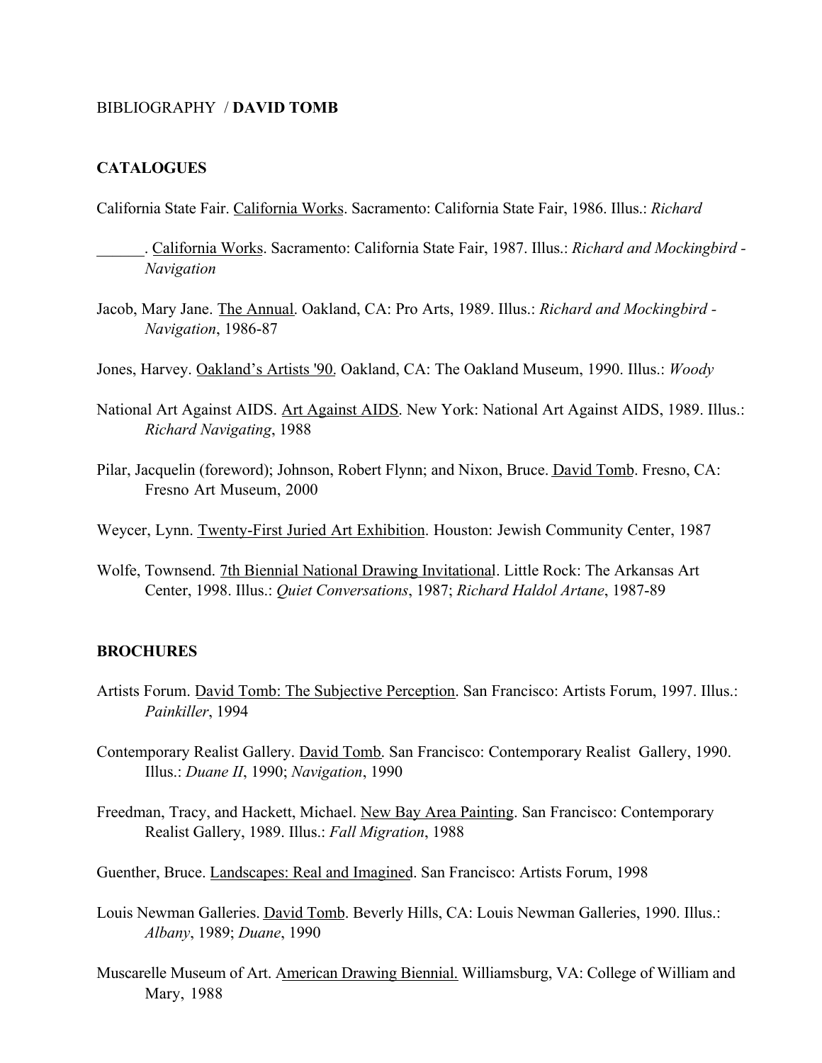BIBLIOGRAPHY / **DAVID TOMB**

## CATALOGUES

California State Fair. <u>California Works</u>. Sacramento: California State Fair, 1986. Illus.: *Richard*

______. <u>California Works</u>. Sacramento: California State Fair, 1987. Illus.: *Richard and Mockingbird - Navigation*

Jacob, Mary Jane. <u>The Annual</u>. Oakland, CA: Pro Arts, 1989. Illus.: *Richard and Mockingbird - Navigation*, 1986-87

Jones, Harvey. <u>Oakland's Artists '90.</u> Oakland, CA: The Oakland Museum, 1990. Illus.: *Woody*

National Art Against AIDS. <u>Art Against AIDS</u>. New York: National Art Against AIDS, 1989. Illus.: *Richard Navigating*, 1988

Pilar, Jacquelin (foreword); Johnson, Robert Flynn; and Nixon, Bruce. <u>David Tomb</u>. Fresno, CA: Fresno Art Museum, 2000

Weycer, Lynn. <u>Twenty-First Juried Art Exhibition</u>. Houston: Jewish Community Center, 1987

Wolfe, Townsend. <u>7th Biennial National Drawing Invitational</u>. Little Rock: The Arkansas Art Center, 1998. Illus.: *Quiet Conversations*, 1987; *Richard Haldol Artane*, 1987-89

## BROCHURES

Artists Forum. <u>David Tomb: The Subjective Perception</u>. San Francisco: Artists Forum, 1997. Illus.: *Painkiller*, 1994

Contemporary Realist Gallery. <u>David Tomb</u>. San Francisco: Contemporary Realist Gallery, 1990. Illus.: *Duane II*, 1990; *Navigation*, 1990

Freedman, Tracy, and Hackett, Michael. <u>New Bay Area Painting</u>. San Francisco: Contemporary Realist Gallery, 1989. Illus.: *Fall Migration*, 1988

Guenther, Bruce. <u>Landscapes: Real and Imagined</u>. San Francisco: Artists Forum, 1998

Louis Newman Galleries. <u>David Tomb</u>. Beverly Hills, CA: Louis Newman Galleries, 1990. Illus.: *Albany*, 1989; *Duane*, 1990

Muscarelle Museum of Art. <u>American Drawing Biennial.</u> Williamsburg, VA: College of William and Mary, 1988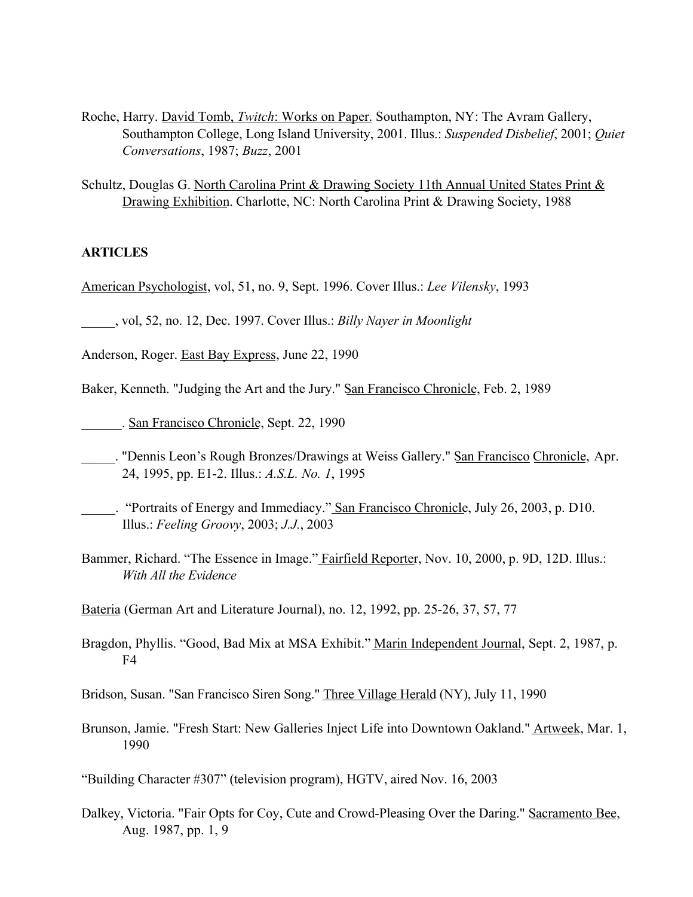Roche, Harry. David Tomb, *Twitch*: Works on Paper. Southampton, NY: The Avram Gallery, Southampton College, Long Island University, 2001. Illus.: *Suspended Disbelief*, 2001; *Quiet Conversations*, 1987; *Buzz*, 2001

Schultz, Douglas G. North Carolina Print & Drawing Society 11th Annual United States Print & Drawing Exhibition. Charlotte, NC: North Carolina Print & Drawing Society, 1988

**ARTICLES**

American Psychologist, vol, 51, no. 9, Sept. 1996. Cover Illus.: *Lee Vilensky*, 1993

_____, vol, 52, no. 12, Dec. 1997. Cover Illus.: *Billy Nayer in Moonlight*

Anderson, Roger. East Bay Express, June 22, 1990

Baker, Kenneth. "Judging the Art and the Jury." San Francisco Chronicle, Feb. 2, 1989

______. San Francisco Chronicle, Sept. 22, 1990

_____. "Dennis Leon's Rough Bronzes/Drawings at Weiss Gallery." San Francisco Chronicle, Apr. 24, 1995, pp. E1-2. Illus.: *A.S.L. No. 1*, 1995

_____. "Portraits of Energy and Immediacy." San Francisco Chronicle, July 26, 2003, p. D10. Illus.: *Feeling Groovy*, 2003; *J.J.*, 2003

Bammer, Richard. "The Essence in Image." Fairfield Reporter, Nov. 10, 2000, p. 9D, 12D. Illus.: *With All the Evidence*

Bateria (German Art and Literature Journal), no. 12, 1992, pp. 25-26, 37, 57, 77

Bragdon, Phyllis. "Good, Bad Mix at MSA Exhibit." Marin Independent Journal, Sept. 2, 1987, p. F4

Bridson, Susan. "San Francisco Siren Song." Three Village Herald (NY), July 11, 1990

Brunson, Jamie. "Fresh Start: New Galleries Inject Life into Downtown Oakland." Artweek, Mar. 1, 1990

"Building Character #307" (television program), HGTV, aired Nov. 16, 2003

Dalkey, Victoria. "Fair Opts for Coy, Cute and Crowd-Pleasing Over the Daring." Sacramento Bee, Aug. 1987, pp. 1, 9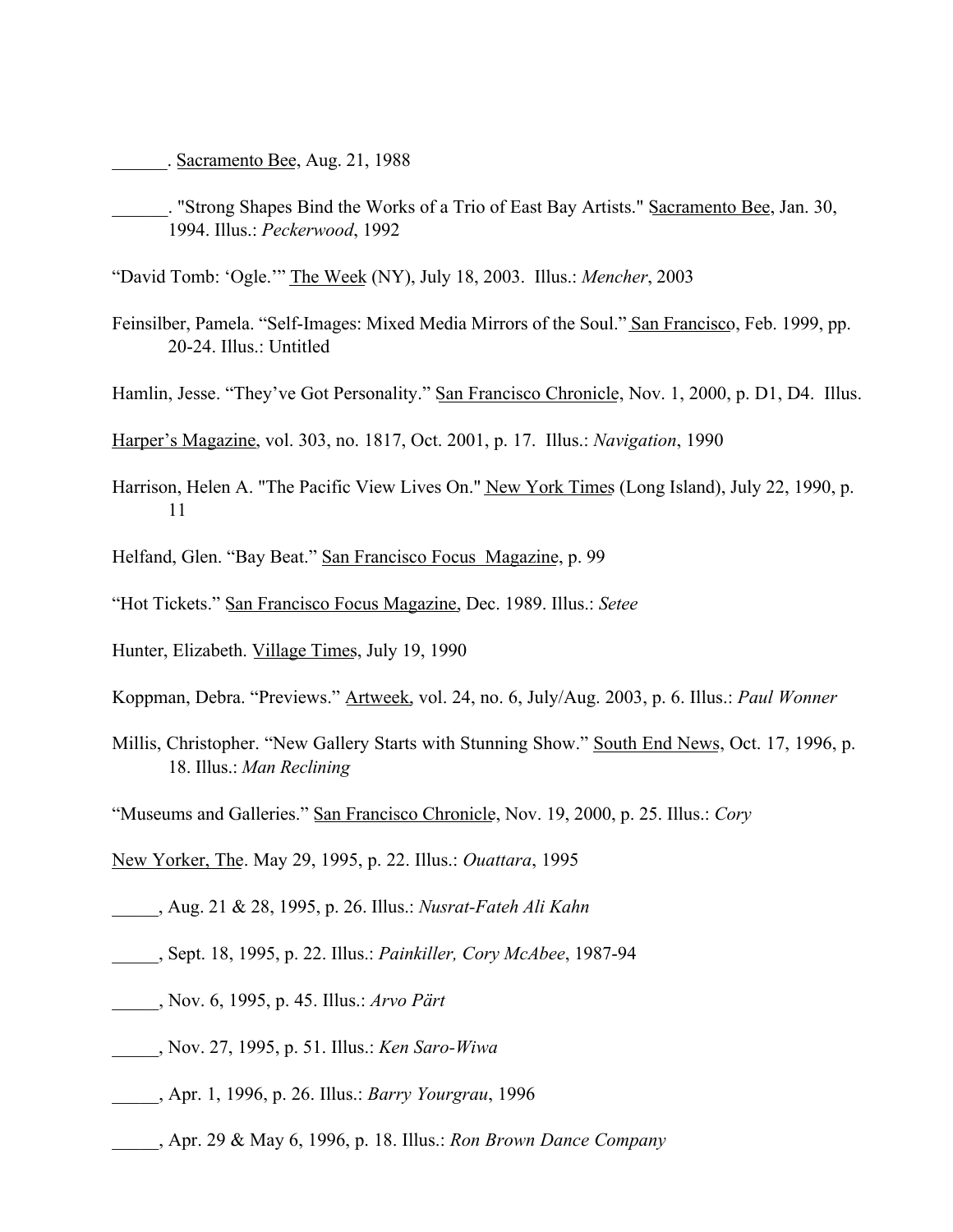______. Sacramento Bee, Aug. 21, 1988

______. "Strong Shapes Bind the Works of a Trio of East Bay Artists." Sacramento Bee, Jan. 30, 1994. Illus.: *Peckerwood*, 1992

"David Tomb: 'Ogle.'" The Week (NY), July 18, 2003. Illus.: *Mencher*, 2003

Feinsilber, Pamela. "Self-Images: Mixed Media Mirrors of the Soul." San Francisco, Feb. 1999, pp. 20-24. Illus.: Untitled

Hamlin, Jesse. "They've Got Personality." San Francisco Chronicle, Nov. 1, 2000, p. D1, D4. Illus.

Harper's Magazine, vol. 303, no. 1817, Oct. 2001, p. 17. Illus.: *Navigation*, 1990

Harrison, Helen A. "The Pacific View Lives On." New York Times (Long Island), July 22, 1990, p. 11

Helfand, Glen. "Bay Beat." San Francisco Focus Magazine, p. 99

"Hot Tickets." San Francisco Focus Magazine, Dec. 1989. Illus.: *Setee*

Hunter, Elizabeth. Village Times, July 19, 1990

Koppman, Debra. "Previews." Artweek, vol. 24, no. 6, July/Aug. 2003, p. 6. Illus.: *Paul Wonner*

Millis, Christopher. "New Gallery Starts with Stunning Show." South End News, Oct. 17, 1996, p. 18. Illus.: *Man Reclining*

"Museums and Galleries." San Francisco Chronicle, Nov. 19, 2000, p. 25. Illus.: *Cory*

New Yorker, The. May 29, 1995, p. 22. Illus.: *Ouattara*, 1995

_____, Aug. 21 & 28, 1995, p. 26. Illus.: *Nusrat-Fateh Ali Kahn*

_____, Sept. 18, 1995, p. 22. Illus.: *Painkiller, Cory McAbee*, 1987-94

_____, Nov. 6, 1995, p. 45. Illus.: *Arvo Pärt*

_____, Nov. 27, 1995, p. 51. Illus.: *Ken Saro-Wiwa*

_____, Apr. 1, 1996, p. 26. Illus.: *Barry Yourgrau*, 1996

_____, Apr. 29 & May 6, 1996, p. 18. Illus.: *Ron Brown Dance Company*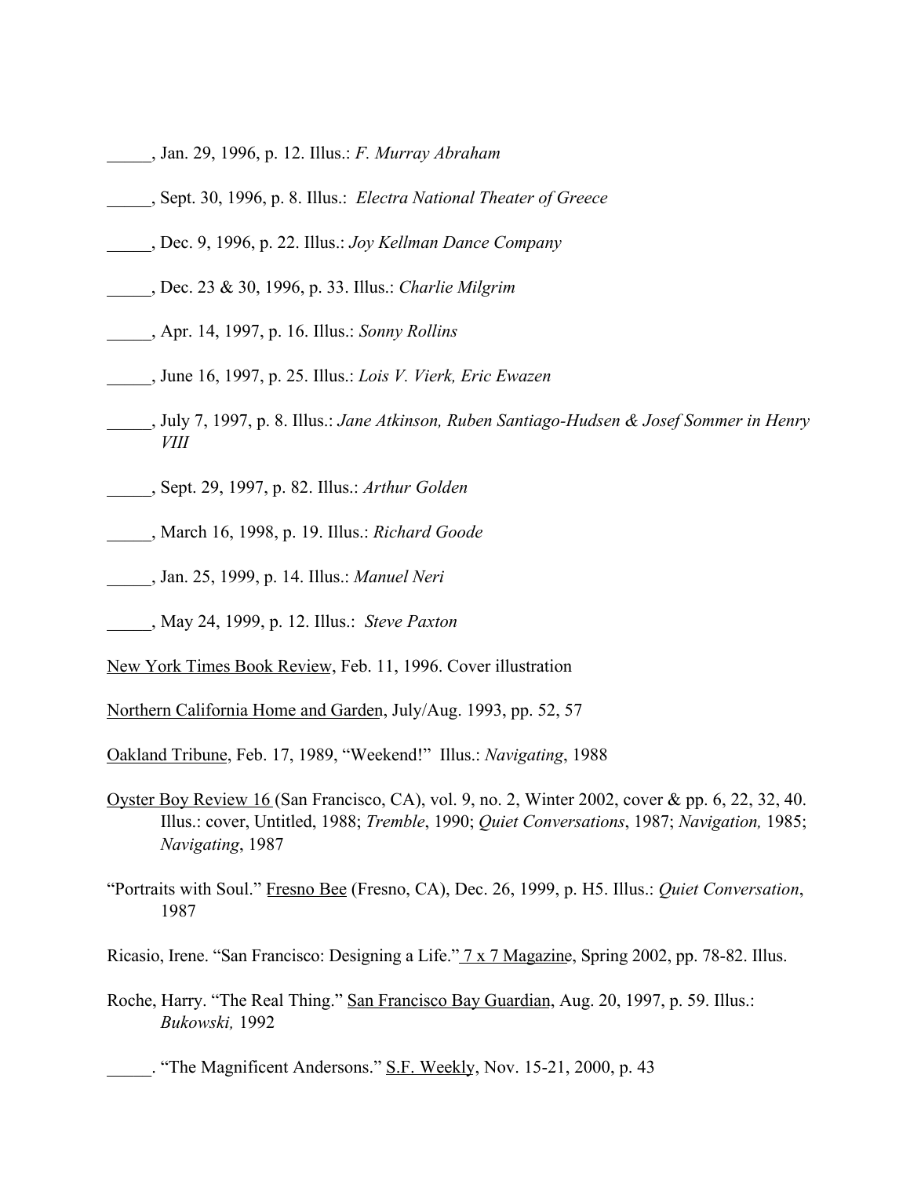_____, Jan. 29, 1996, p. 12. Illus.: *F. Murray Abraham*

_____, Sept. 30, 1996, p. 8. Illus.: *Electra National Theater of Greece*

_____, Dec. 9, 1996, p. 22. Illus.: *Joy Kellman Dance Company*

_____, Dec. 23 & 30, 1996, p. 33. Illus.: *Charlie Milgrim*

_____, Apr. 14, 1997, p. 16. Illus.: *Sonny Rollins*

_____, June 16, 1997, p. 25. Illus.: *Lois V. Vierk, Eric Ewazen*

_____, July 7, 1997, p. 8. Illus.: *Jane Atkinson, Ruben Santiago-Hudsen & Josef Sommer in Henry VIII*

_____, Sept. 29, 1997, p. 82. Illus.: *Arthur Golden*

_____, March 16, 1998, p. 19. Illus.: *Richard Goode*

_____, Jan. 25, 1999, p. 14. Illus.: *Manuel Neri*

_____, May 24, 1999, p. 12. Illus.: *Steve Paxton*

New York Times Book Review, Feb. 11, 1996. Cover illustration

Northern California Home and Garden, July/Aug. 1993, pp. 52, 57

Oakland Tribune, Feb. 17, 1989, "Weekend!" Illus.: *Navigating*, 1988

Oyster Boy Review 16 (San Francisco, CA), vol. 9, no. 2, Winter 2002, cover & pp. 6, 22, 32, 40. Illus.: cover, Untitled, 1988; *Tremble*, 1990; *Quiet Conversations*, 1987; *Navigation,* 1985; *Navigating*, 1987

"Portraits with Soul." Fresno Bee (Fresno, CA), Dec. 26, 1999, p. H5. Illus.: *Quiet Conversation*, 1987

Ricasio, Irene. "San Francisco: Designing a Life." 7 x 7 Magazine, Spring 2002, pp. 78-82. Illus.

Roche, Harry. "The Real Thing." San Francisco Bay Guardian, Aug. 20, 1997, p. 59. Illus.: *Bukowski,* 1992

_____. "The Magnificent Andersons." S.F. Weekly, Nov. 15-21, 2000, p. 43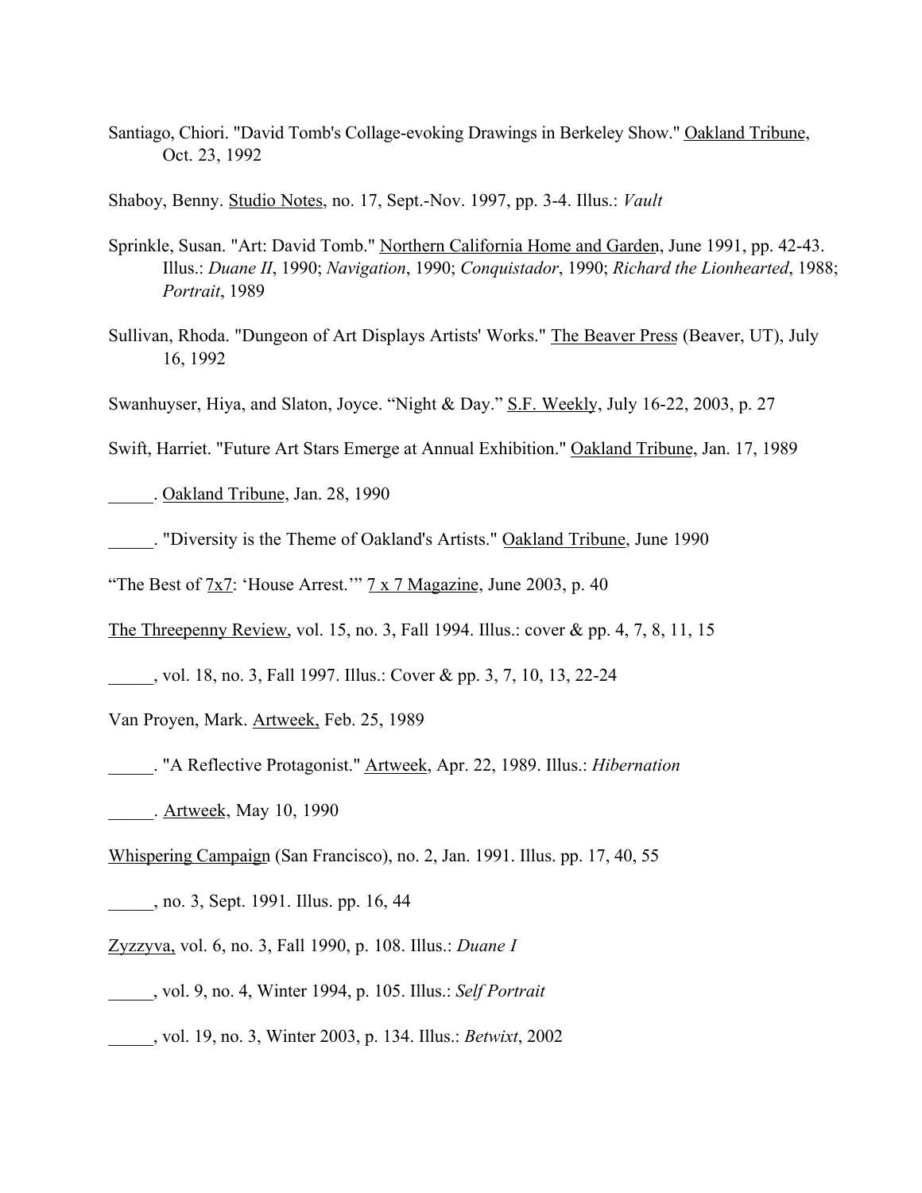Santiago, Chiori. "David Tomb's Collage-evoking Drawings in Berkeley Show." Oakland Tribune, Oct. 23, 1992

Shaboy, Benny. Studio Notes, no. 17, Sept.-Nov. 1997, pp. 3-4. Illus.: *Vault*

Sprinkle, Susan. "Art: David Tomb." Northern California Home and Garden, June 1991, pp. 42-43. Illus.: *Duane II*, 1990; *Navigation*, 1990; *Conquistador*, 1990; *Richard the Lionhearted*, 1988; *Portrait*, 1989

Sullivan, Rhoda. "Dungeon of Art Displays Artists' Works." The Beaver Press (Beaver, UT), July 16, 1992

Swanhuyser, Hiya, and Slaton, Joyce. "Night & Day." S.F. Weekly, July 16-22, 2003, p. 27

Swift, Harriet. "Future Art Stars Emerge at Annual Exhibition." Oakland Tribune, Jan. 17, 1989

_____. Oakland Tribune, Jan. 28, 1990

_____. "Diversity is the Theme of Oakland's Artists." Oakland Tribune, June 1990

"The Best of 7x7: 'House Arrest.'" 7 x 7 Magazine, June 2003, p. 40

The Threepenny Review, vol. 15, no. 3, Fall 1994. Illus.: cover & pp. 4, 7, 8, 11, 15

_____, vol. 18, no. 3, Fall 1997. Illus.: Cover & pp. 3, 7, 10, 13, 22-24

Van Proyen, Mark. Artweek, Feb. 25, 1989

_____. "A Reflective Protagonist." Artweek, Apr. 22, 1989. Illus.: *Hibernation*

_____. Artweek, May 10, 1990

Whispering Campaign (San Francisco), no. 2, Jan. 1991. Illus. pp. 17, 40, 55

_____, no. 3, Sept. 1991. Illus. pp. 16, 44

Zyzzyva, vol. 6, no. 3, Fall 1990, p. 108. Illus.: *Duane I*

_____, vol. 9, no. 4, Winter 1994, p. 105. Illus.: *Self Portrait*

_____, vol. 19, no. 3, Winter 2003, p. 134. Illus.: *Betwixt*, 2002